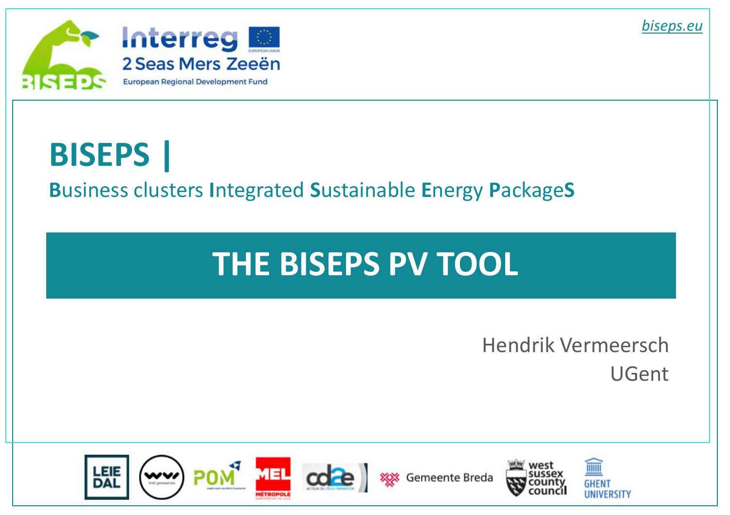biseps.eu

# BISEPS |

**B**usiness clusters **I**ntegrated **S**ustainable **E**nergy **P**ackage**S**

## THE BISEPS PV TOOL

Hendrik Vermeersch
UGent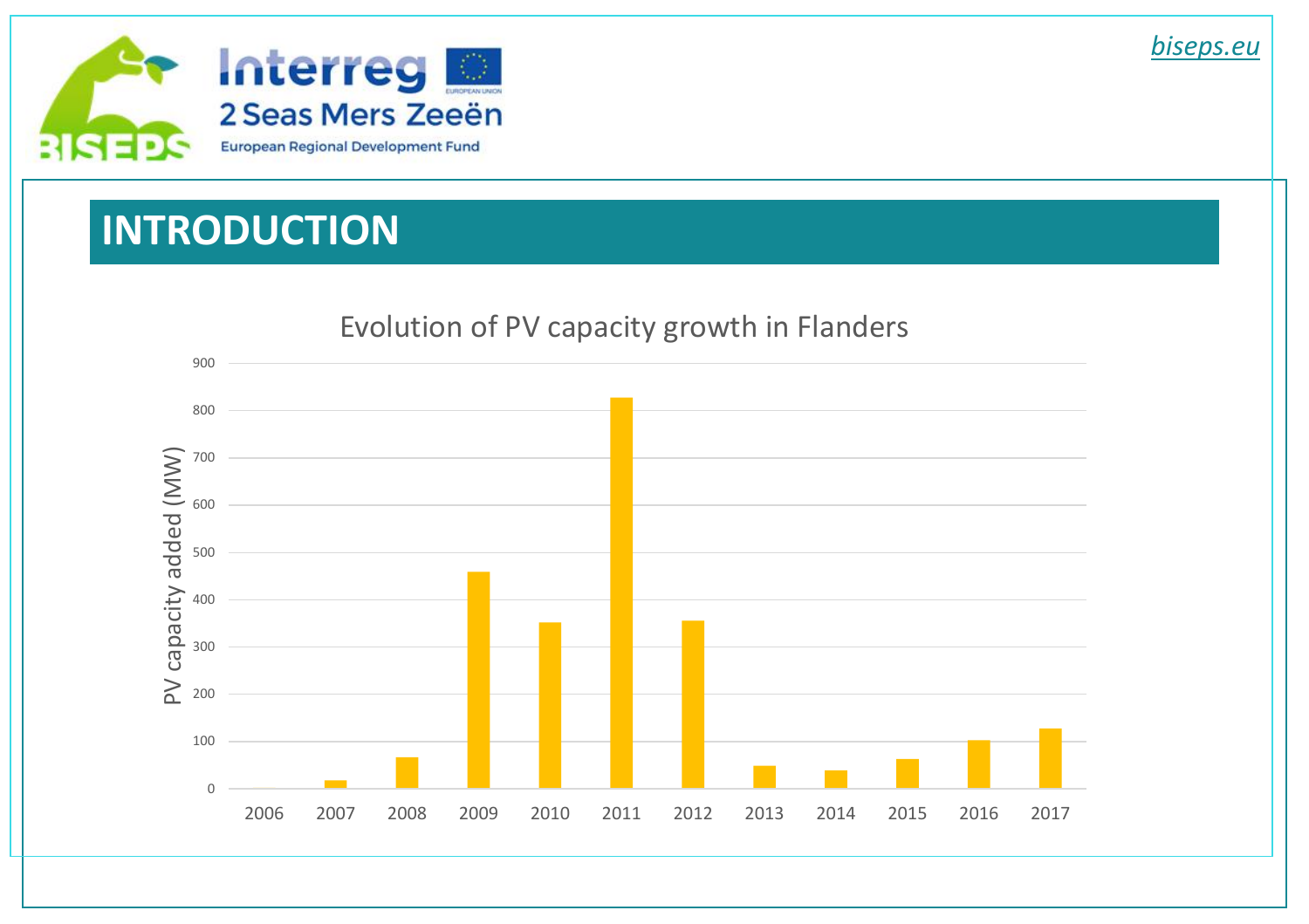## INTRODUCTION

Evolution of PV capacity growth in Flanders

| Year | PV capacity added (MW) |
|---|---|
| 2006 | ~0 |
| 2007 | ~17 |
| 2008 | ~66 |
| 2009 | ~459 |
| 2010 | ~352 |
| 2011 | ~827 |
| 2012 | ~355 |
| 2013 | ~48 |
| 2014 | ~38 |
| 2015 | ~62 |
| 2016 | ~102 |
| 2017 | ~127 |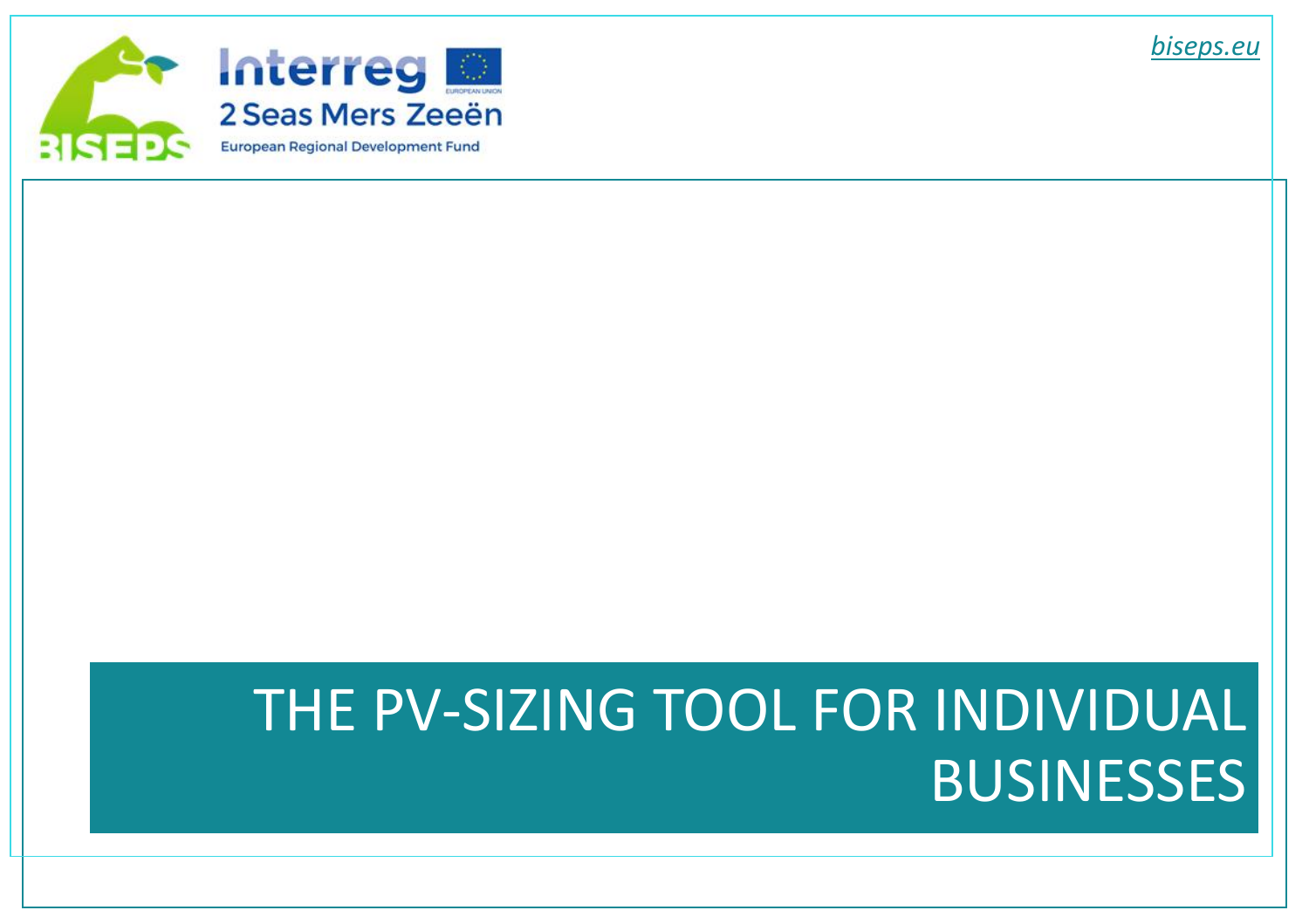# THE PV-SIZING TOOL FOR INDIVIDUAL BUSINESSES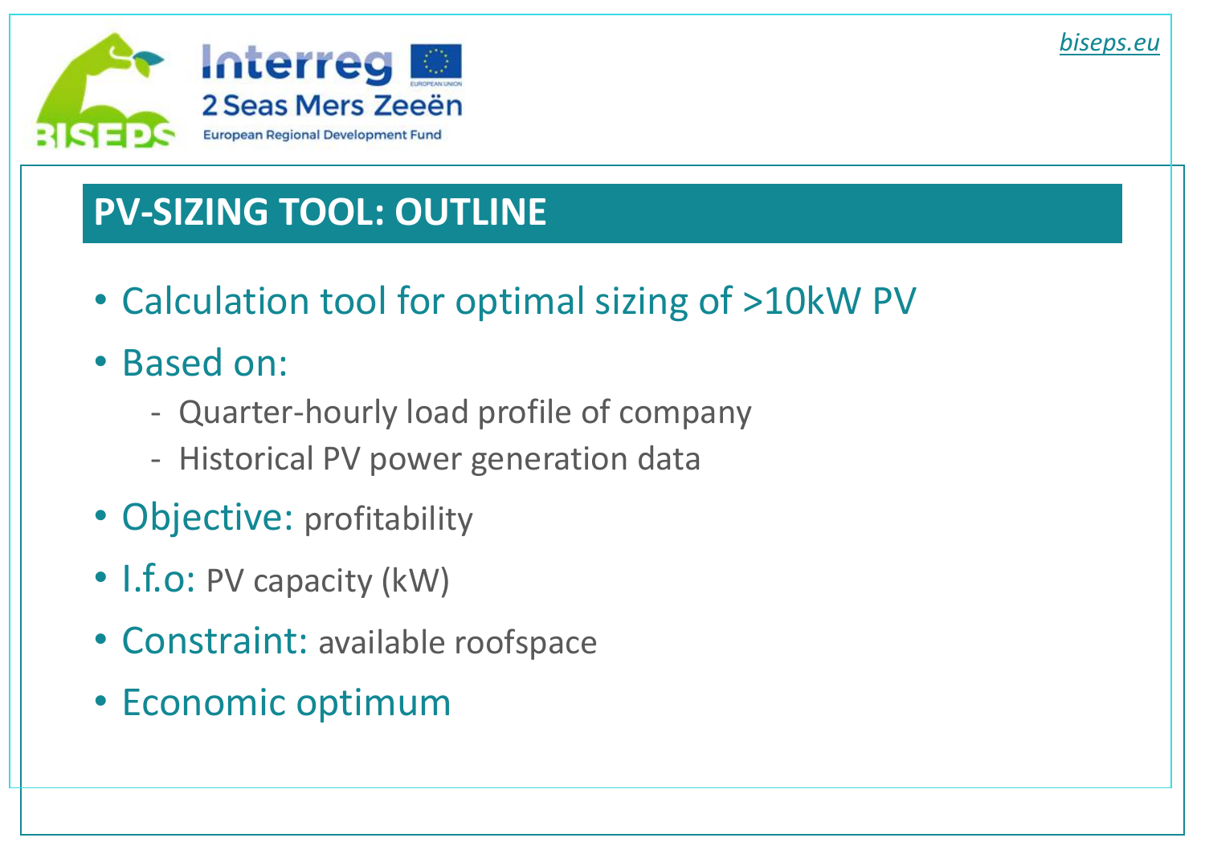## PV-SIZING TOOL: OUTLINE

- Calculation tool for optimal sizing of >10kW PV
- Based on:
  - Quarter-hourly load profile of company
  - Historical PV power generation data
- Objective: profitability
- I.f.o: PV capacity (kW)
- Constraint: available roofspace
- Economic optimum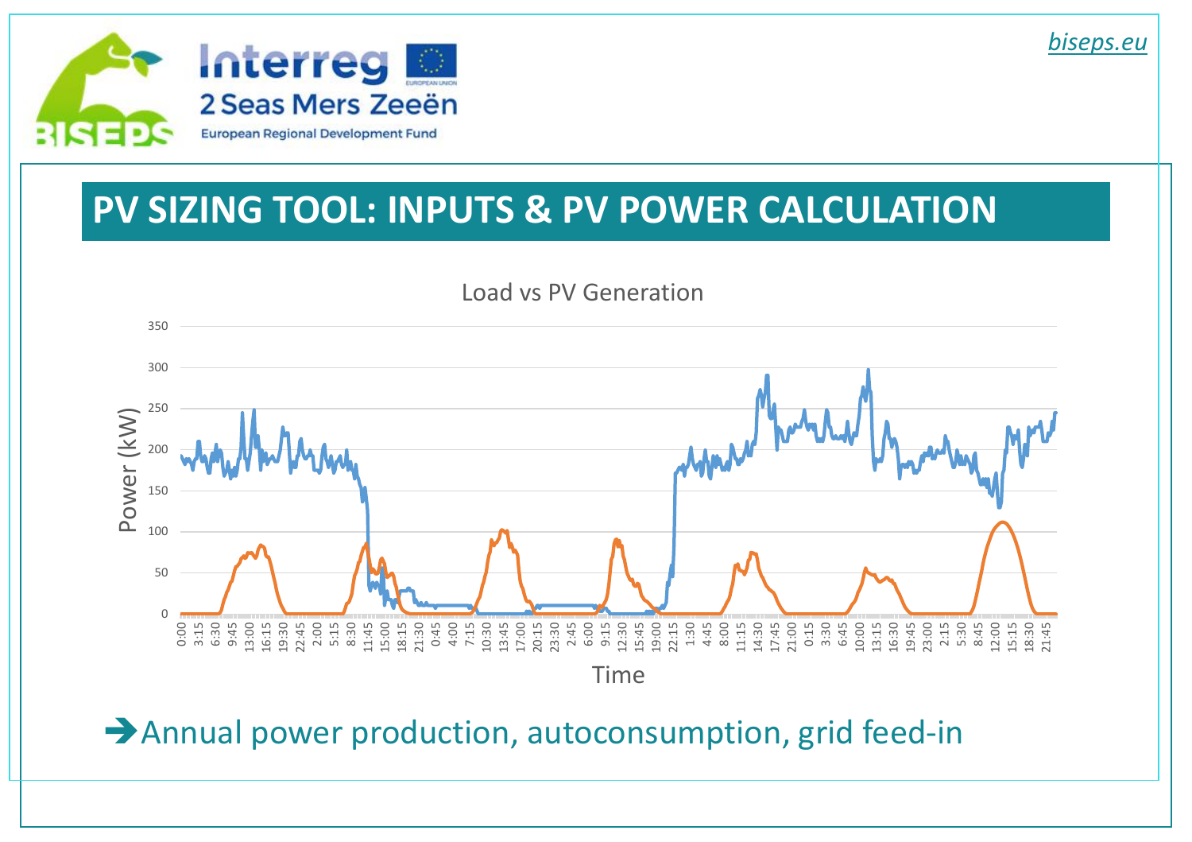# PV SIZING TOOL: INPUTS & PV POWER CALCULATION

Load vs PV Generation

➔Annual power production, autoconsumption, grid feed-in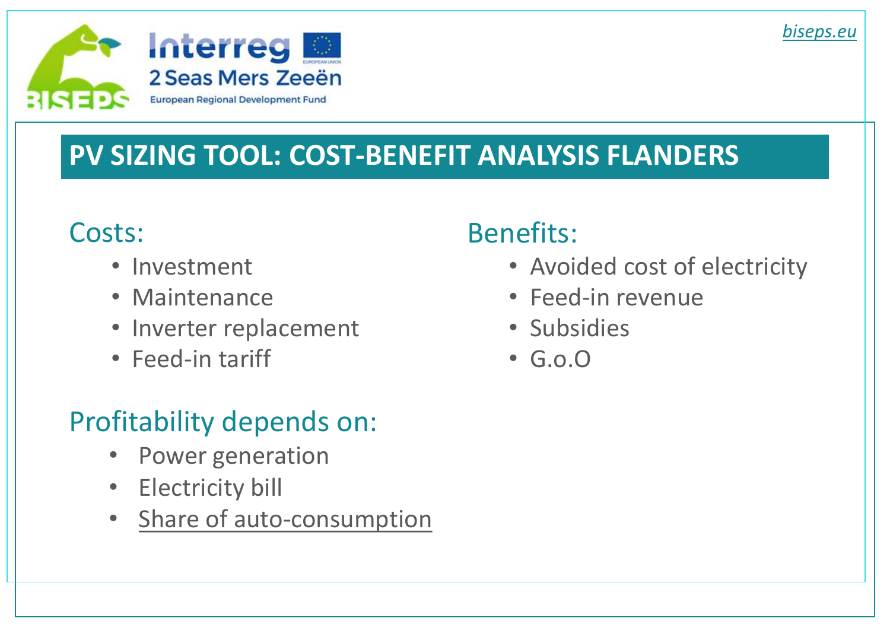biseps.eu

# PV SIZING TOOL: COST-BENEFIT ANALYSIS FLANDERS

## Costs:

- Investment
- Maintenance
- Inverter replacement
- Feed-in tariff

## Benefits:

- Avoided cost of electricity
- Feed-in revenue
- Subsidies
- G.o.O

## Profitability depends on:

- Power generation
- Electricity bill
- Share of auto-consumption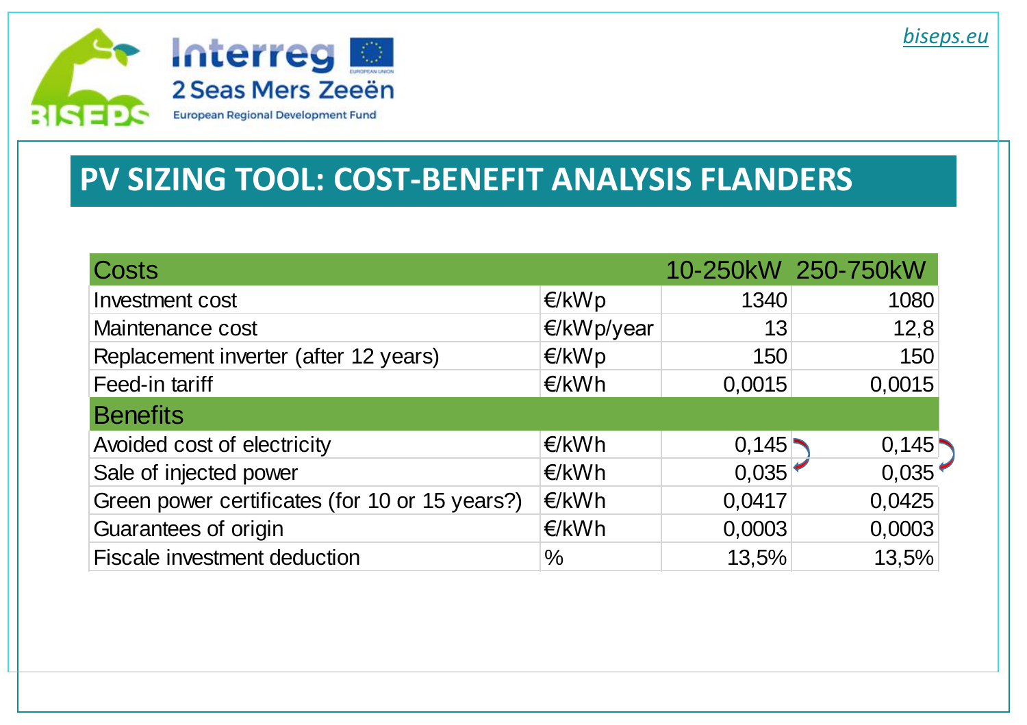# PV SIZING TOOL: COST-BENEFIT ANALYSIS FLANDERS

| Costs | | 10-250kW | 250-750kW |
|---|---|---|---|
| Investment cost | €/kWp | 1340 | 1080 |
| Maintenance cost | €/kWp/year | 13 | 12,8 |
| Replacement inverter (after 12 years) | €/kWp | 150 | 150 |
| Feed-in tariff | €/kWh | 0,0015 | 0,0015 |
| **Benefits** | | | |
| Avoided cost of electricity | €/kWh | 0,145 | 0,145 |
| Sale of injected power | €/kWh | 0,035 | 0,035 |
| Green power certificates (for 10 or 15 years?) | €/kWh | 0,0417 | 0,0425 |
| Guarantees of origin | €/kWh | 0,0003 | 0,0003 |
| Fiscale investment deduction | % | 13,5% | 13,5% |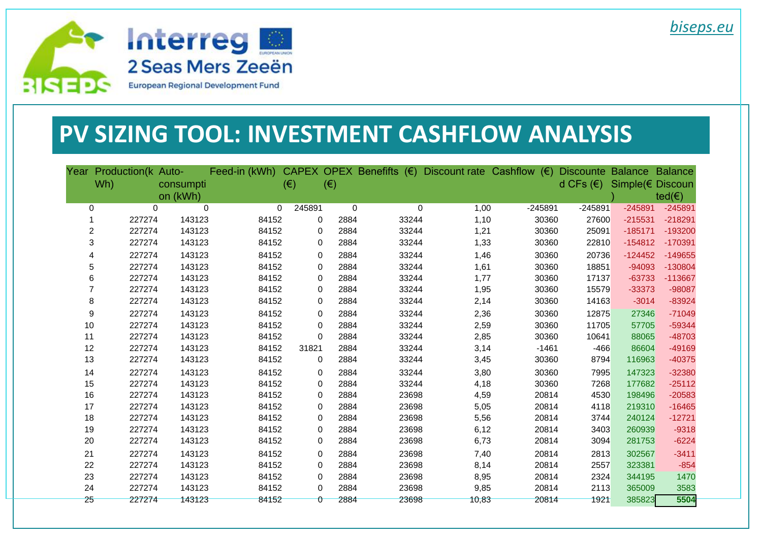# PV SIZING TOOL: INVESTMENT CASHFLOW ANALYSIS

| Year | Production(kWh) | Auto-consumption (kWh) | Feed-in (kWh) | CAPEX (€) | OPEX (€) | Benefifts (€) | Discount rate | Cashflow (€) | Discounted CFs (€) | Balance Simple(€) | Balance Discounted(€) |
|---|---|---|---|---|---|---|---|---|---|---|---|
| 0 | 0 | 0 | 0 | 245891 | 0 | 0 | 1,00 | -245891 | -245891 | -245891 | -245891 |
| 1 | 227274 | 143123 | 84152 | 0 | 2884 | 33244 | 1,10 | 30360 | 27600 | -215531 | -218291 |
| 2 | 227274 | 143123 | 84152 | 0 | 2884 | 33244 | 1,21 | 30360 | 25091 | -185171 | -193200 |
| 3 | 227274 | 143123 | 84152 | 0 | 2884 | 33244 | 1,33 | 30360 | 22810 | -154812 | -170391 |
| 4 | 227274 | 143123 | 84152 | 0 | 2884 | 33244 | 1,46 | 30360 | 20736 | -124452 | -149655 |
| 5 | 227274 | 143123 | 84152 | 0 | 2884 | 33244 | 1,61 | 30360 | 18851 | -94093 | -130804 |
| 6 | 227274 | 143123 | 84152 | 0 | 2884 | 33244 | 1,77 | 30360 | 17137 | -63733 | -113667 |
| 7 | 227274 | 143123 | 84152 | 0 | 2884 | 33244 | 1,95 | 30360 | 15579 | -33373 | -98087 |
| 8 | 227274 | 143123 | 84152 | 0 | 2884 | 33244 | 2,14 | 30360 | 14163 | -3014 | -83924 |
| 9 | 227274 | 143123 | 84152 | 0 | 2884 | 33244 | 2,36 | 30360 | 12875 | 27346 | -71049 |
| 10 | 227274 | 143123 | 84152 | 0 | 2884 | 33244 | 2,59 | 30360 | 11705 | 57705 | -59344 |
| 11 | 227274 | 143123 | 84152 | 0 | 2884 | 33244 | 2,85 | 30360 | 10641 | 88065 | -48703 |
| 12 | 227274 | 143123 | 84152 | 31821 | 2884 | 33244 | 3,14 | -1461 | -466 | 86604 | -49169 |
| 13 | 227274 | 143123 | 84152 | 0 | 2884 | 33244 | 3,45 | 30360 | 8794 | 116963 | -40375 |
| 14 | 227274 | 143123 | 84152 | 0 | 2884 | 33244 | 3,80 | 30360 | 7995 | 147323 | -32380 |
| 15 | 227274 | 143123 | 84152 | 0 | 2884 | 33244 | 4,18 | 30360 | 7268 | 177682 | -25112 |
| 16 | 227274 | 143123 | 84152 | 0 | 2884 | 23698 | 4,59 | 20814 | 4530 | 198496 | -20583 |
| 17 | 227274 | 143123 | 84152 | 0 | 2884 | 23698 | 5,05 | 20814 | 4118 | 219310 | -16465 |
| 18 | 227274 | 143123 | 84152 | 0 | 2884 | 23698 | 5,56 | 20814 | 3744 | 240124 | -12721 |
| 19 | 227274 | 143123 | 84152 | 0 | 2884 | 23698 | 6,12 | 20814 | 3403 | 260939 | -9318 |
| 20 | 227274 | 143123 | 84152 | 0 | 2884 | 23698 | 6,73 | 20814 | 3094 | 281753 | -6224 |
| 21 | 227274 | 143123 | 84152 | 0 | 2884 | 23698 | 7,40 | 20814 | 2813 | 302567 | -3411 |
| 22 | 227274 | 143123 | 84152 | 0 | 2884 | 23698 | 8,14 | 20814 | 2557 | 323381 | -854 |
| 23 | 227274 | 143123 | 84152 | 0 | 2884 | 23698 | 8,95 | 20814 | 2324 | 344195 | 1470 |
| 24 | 227274 | 143123 | 84152 | 0 | 2884 | 23698 | 9,85 | 20814 | 2113 | 365009 | 3583 |
| 25 | 227274 | 143123 | 84152 | 0 | 2884 | 23698 | 10,83 | 20814 | 1921 | 385823 | **5504** |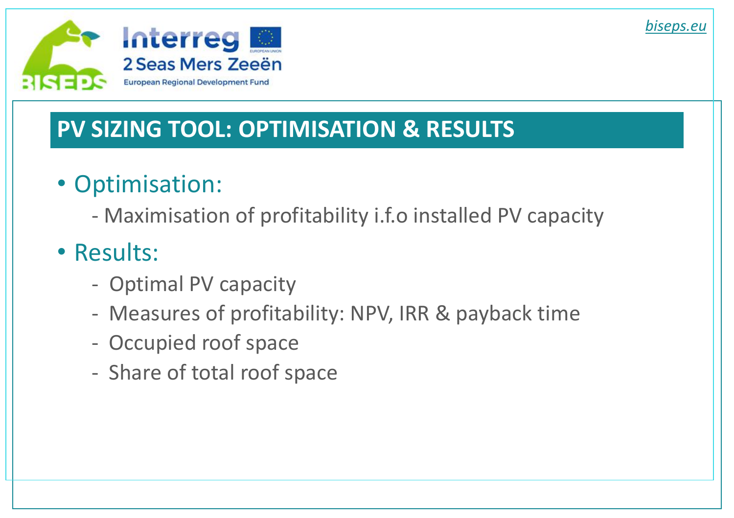# PV SIZING TOOL: OPTIMISATION & RESULTS

- Optimisation:
  - Maximisation of profitability i.f.o installed PV capacity
- Results:
  - Optimal PV capacity
  - Measures of profitability: NPV, IRR & payback time
  - Occupied roof space
  - Share of total roof space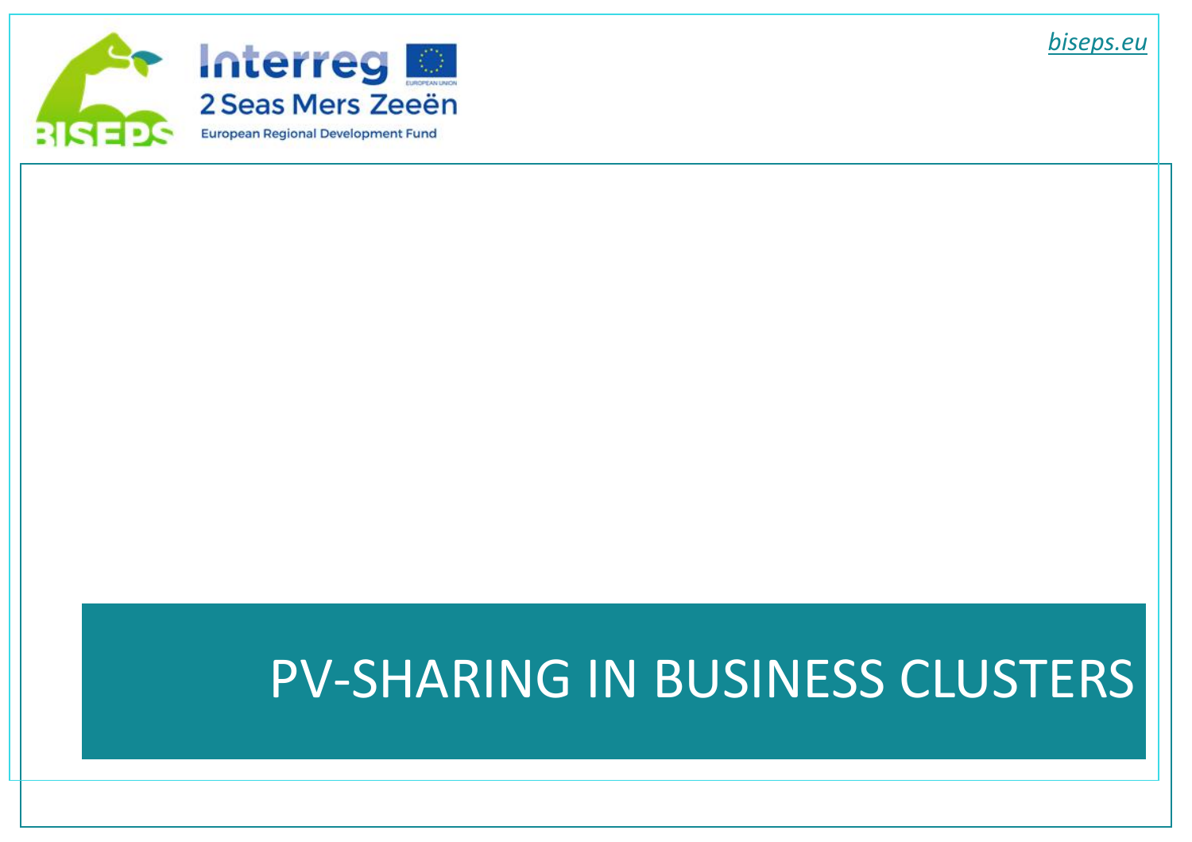biseps.eu

# PV-SHARING IN BUSINESS CLUSTERS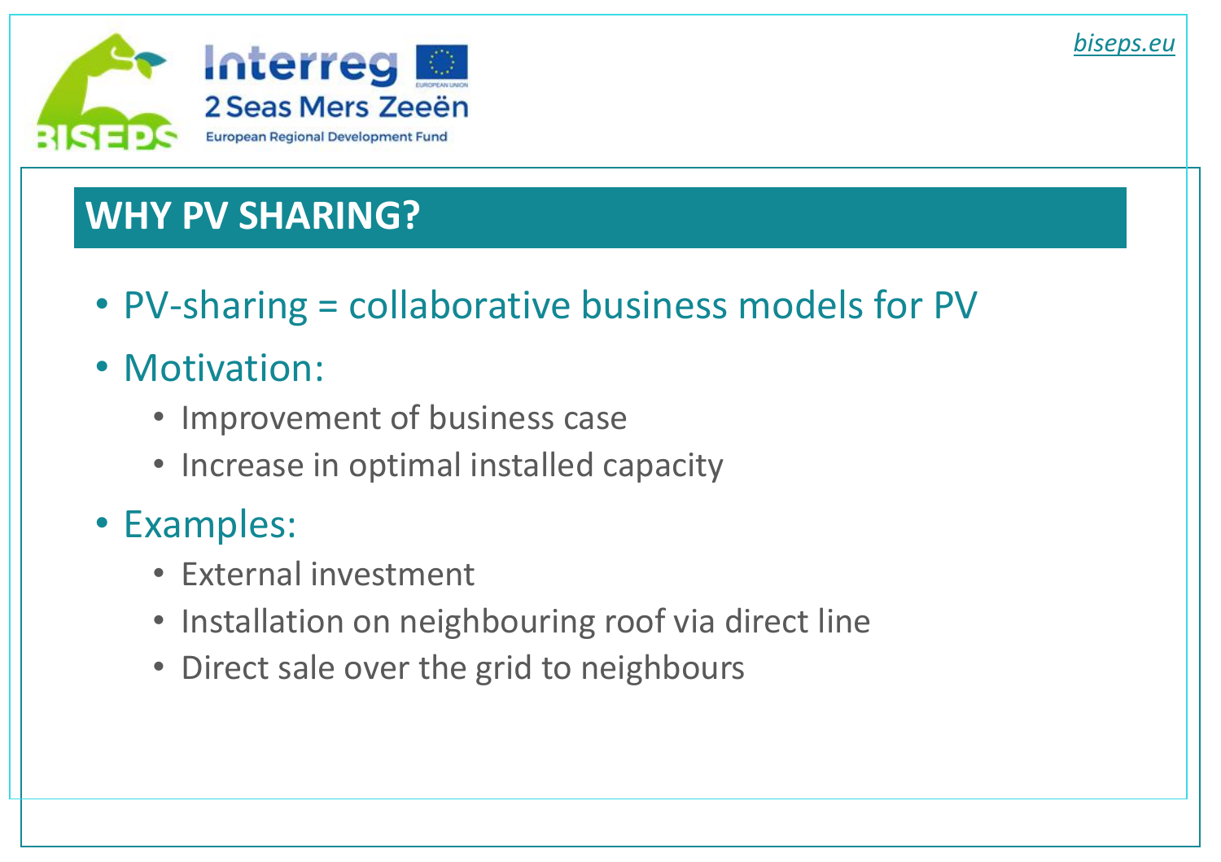## WHY PV SHARING?

- PV-sharing = collaborative business models for PV
- Motivation:
  - Improvement of business case
  - Increase in optimal installed capacity
- Examples:
  - External investment
  - Installation on neighbouring roof via direct line
  - Direct sale over the grid to neighbours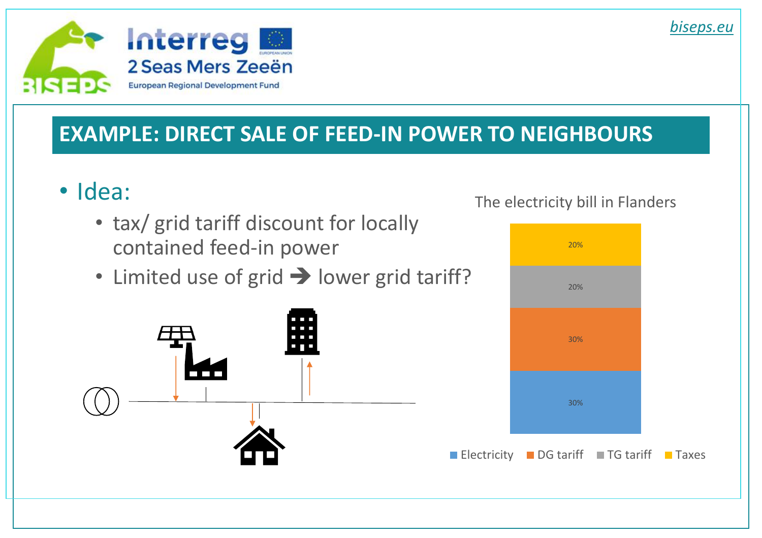## EXAMPLE: DIRECT SALE OF FEED-IN POWER TO NEIGHBOURS

- Idea:
  - tax/ grid tariff discount for locally contained feed-in power
  - Limited use of grid ➔ lower grid tariff?

The electricity bill in Flanders

| Component | Share |
|---|---|
| Taxes | 20% |
| TG tariff | 20% |
| DG tariff | 30% |
| Electricity | 30% |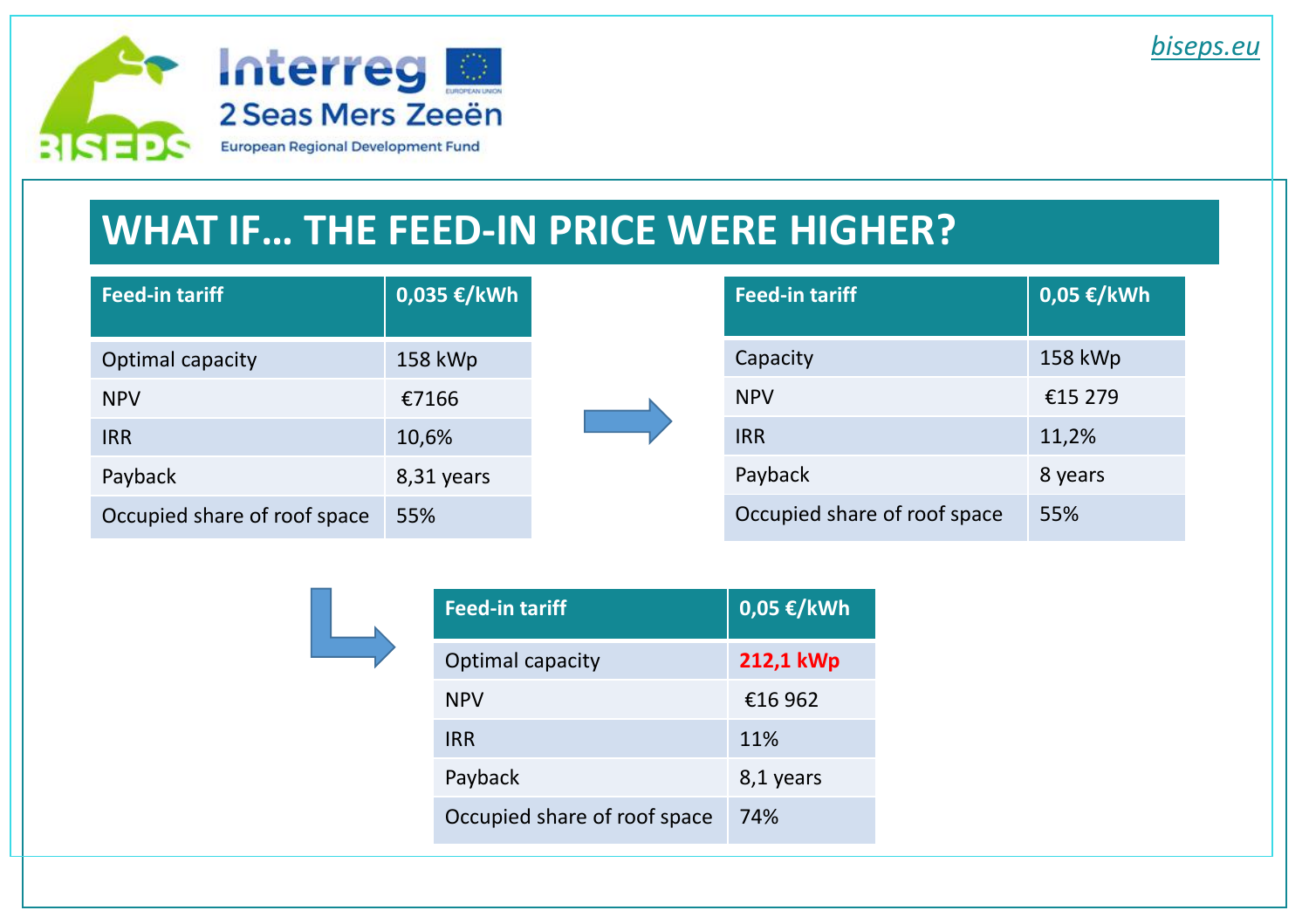# WHAT IF… THE FEED-IN PRICE WERE HIGHER?

| Feed-in tariff | 0,035 €/kWh |
|---|---|
| Optimal capacity | 158 kWp |
| NPV | €7166 |
| IRR | 10,6% |
| Payback | 8,31 years |
| Occupied share of roof space | 55% |

| Feed-in tariff | 0,05 €/kWh |
|---|---|
| Capacity | 158 kWp |
| NPV | €15 279 |
| IRR | 11,2% |
| Payback | 8 years |
| Occupied share of roof space | 55% |

| Feed-in tariff | 0,05 €/kWh |
|---|---|
| Optimal capacity | **212,1 kWp** |
| NPV | €16 962 |
| IRR | 11% |
| Payback | 8,1 years |
| Occupied share of roof space | 74% |